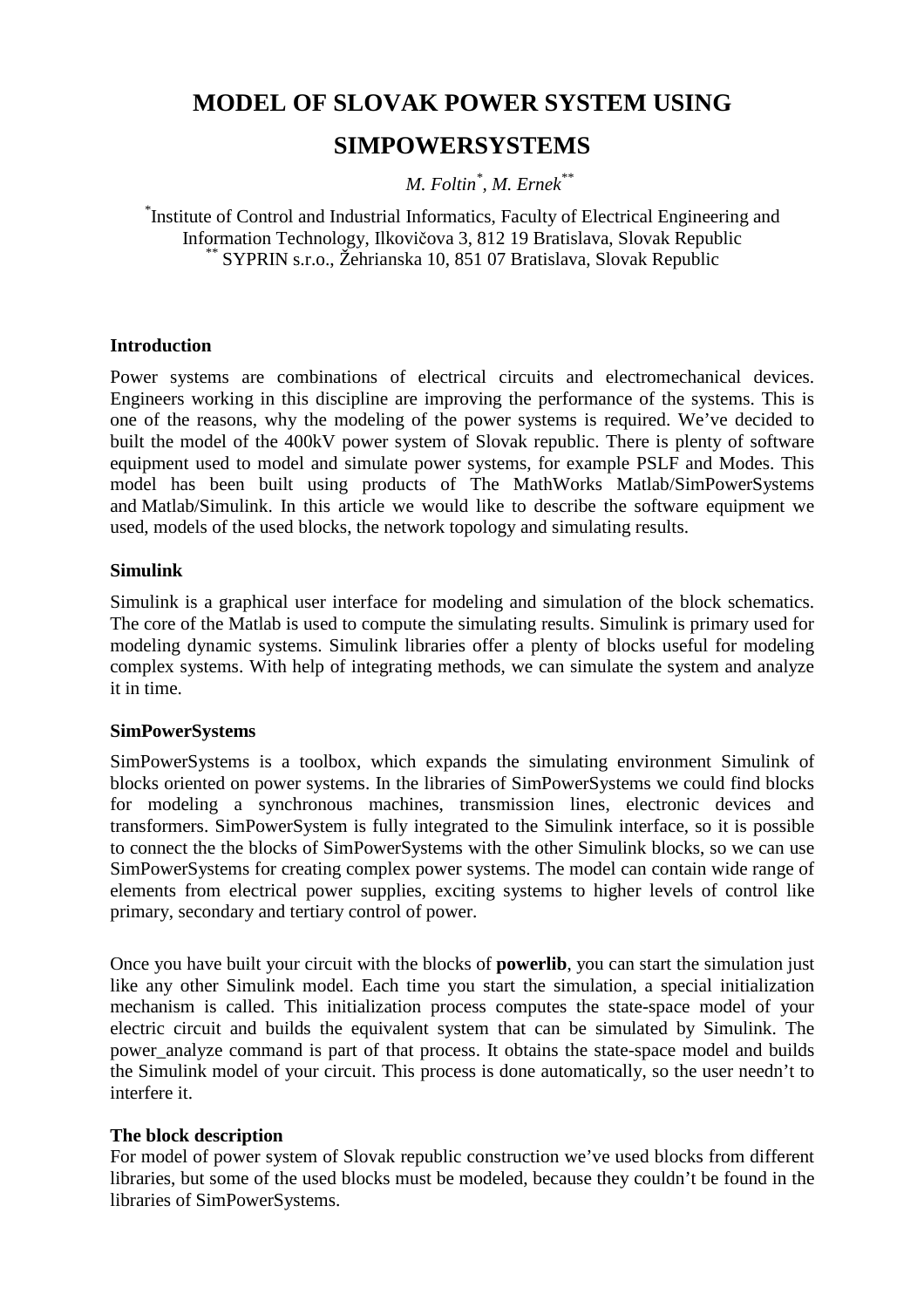# MODEL OF SLOVAK POWER SYSTEM USING SIMPOWERSYSTEMS

*M. Foltin*[*]*, M. Ernek*[**]

[*]Institute of Control and Industrial Informatics, Faculty of Electrical Engineering and Information Technology, Ilkovičova 3, 812 19 Bratislava, Slovak Republic
[**] SYPRIN s.r.o., Žehrianska 10, 851 07 Bratislava, Slovak Republic

## Introduction

Power systems are combinations of electrical circuits and electromechanical devices. Engineers working in this discipline are improving the performance of the systems. This is one of the reasons, why the modeling of the power systems is required. We've decided to built the model of the 400kV power system of Slovak republic. There is plenty of software equipment used to model and simulate power systems, for example PSLF and Modes. This model has been built using products of The MathWorks Matlab/SimPowerSystems and Matlab/Simulink. In this article we would like to describe the software equipment we used, models of the used blocks, the network topology and simulating results.

## Simulink

Simulink is a graphical user interface for modeling and simulation of the block schematics. The core of the Matlab is used to compute the simulating results. Simulink is primary used for modeling dynamic systems. Simulink libraries offer a plenty of blocks useful for modeling complex systems. With help of integrating methods, we can simulate the system and analyze it in time.

## SimPowerSystems

SimPowerSystems is a toolbox, which expands the simulating environment Simulink of blocks oriented on power systems. In the libraries of SimPowerSystems we could find blocks for modeling a synchronous machines, transmission lines, electronic devices and transformers. SimPowerSystem is fully integrated to the Simulink interface, so it is possible to connect the the blocks of SimPowerSystems with the other Simulink blocks, so we can use SimPowerSystems for creating complex power systems. The model can contain wide range of elements from electrical power supplies, exciting systems to higher levels of control like primary, secondary and tertiary control of power.

Once you have built your circuit with the blocks of **powerlib**, you can start the simulation just like any other Simulink model. Each time you start the simulation, a special initialization mechanism is called. This initialization process computes the state-space model of your electric circuit and builds the equivalent system that can be simulated by Simulink. The power_analyze command is part of that process. It obtains the state-space model and builds the Simulink model of your circuit. This process is done automatically, so the user needn't to interfere it.

## The block description

For model of power system of Slovak republic construction we've used blocks from different libraries, but some of the used blocks must be modeled, because they couldn't be found in the libraries of SimPowerSystems.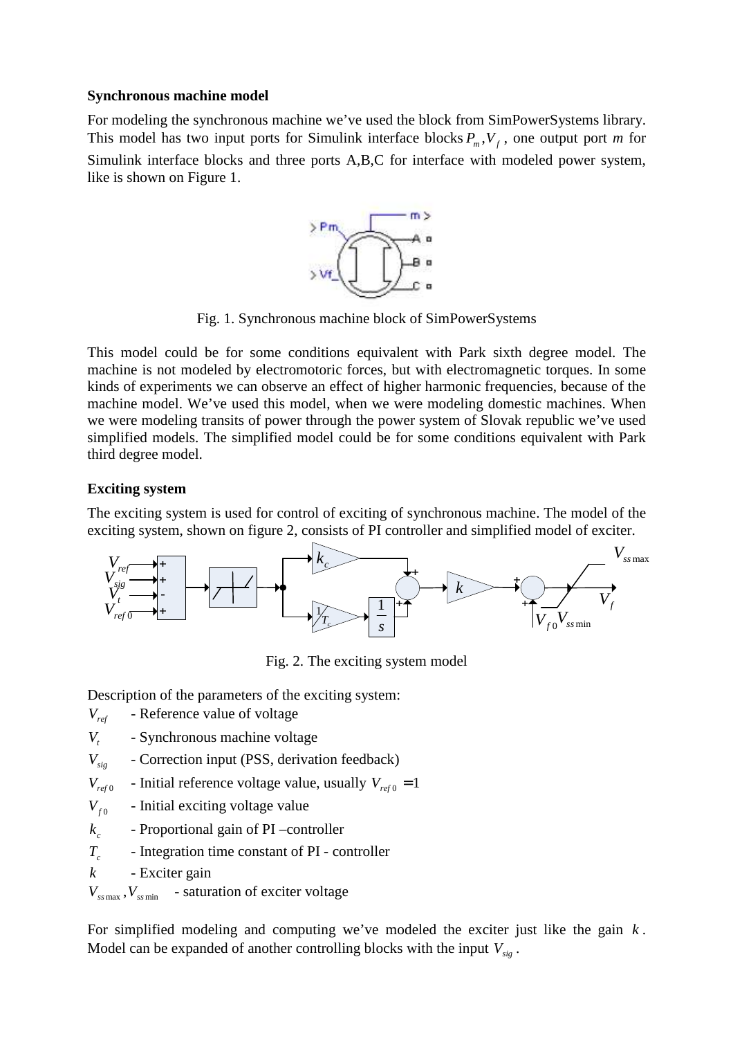**Synchronous machine model**

For modeling the synchronous machine we've used the block from SimPowerSystems library. This model has two input ports for Simulink interface blocks $P_m, V_f$, one output port $m$ for Simulink interface blocks and three ports A,B,C for interface with modeled power system, like is shown on Figure 1.

Fig. 1. Synchronous machine block of SimPowerSystems

This model could be for some conditions equivalent with Park sixth degree model. The machine is not modeled by electromotoric forces, but with electromagnetic torques. In some kinds of experiments we can observe an effect of higher harmonic frequencies, because of the machine model. We've used this model, when we were modeling domestic machines. When we were modeling transits of power through the power system of Slovak republic we've used simplified models. The simplified model could be for some conditions equivalent with Park third degree model.

**Exciting system**

The exciting system is used for control of exciting of synchronous machine. The model of the exciting system, shown on figure 2, consists of PI controller and simplified model of exciter.

Fig. 2. The exciting system model

Description of the parameters of the exciting system:

$V_{ref}$ - Reference value of voltage

$V_t$ - Synchronous machine voltage

$V_{sig}$ - Correction input (PSS, derivation feedback)

$V_{ref0}$ - Initial reference voltage value, usually $V_{ref0} = 1$

$V_{f0}$ - Initial exciting voltage value

$k_c$ - Proportional gain of PI –controller

$T_c$ - Integration time constant of PI - controller

$k$ - Exciter gain

$V_{ss\max}, V_{ss\min}$ - saturation of exciter voltage

For simplified modeling and computing we've modeled the exciter just like the gain $k$. Model can be expanded of another controlling blocks with the input $V_{sig}$.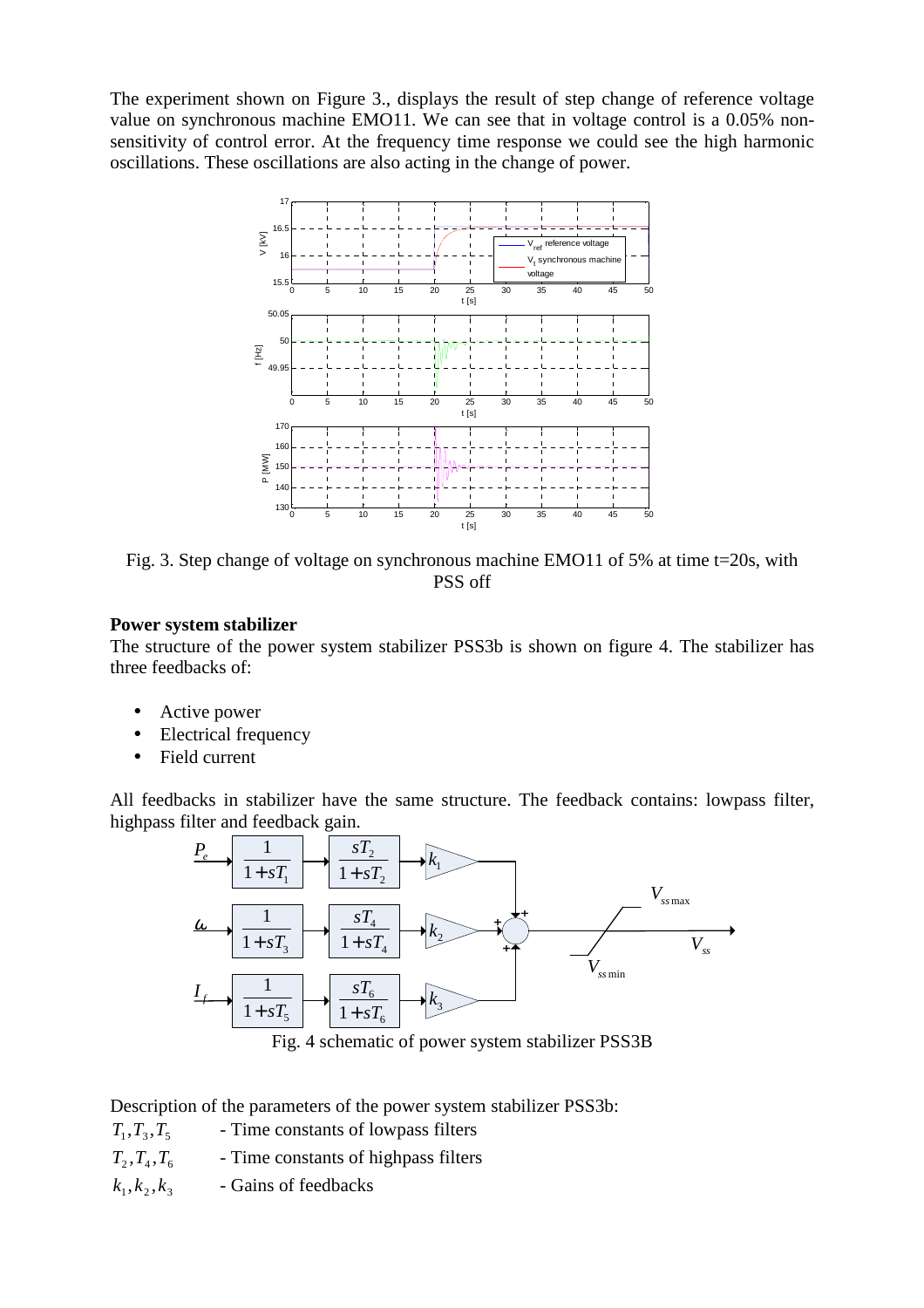The experiment shown on Figure 3., displays the result of step change of reference voltage value on synchronous machine EMO11. We can see that in voltage control is a 0.05% non-sensitivity of control error. At the frequency time response we could see the high harmonic oscillations. These oscillations are also acting in the change of power.

Fig. 3. Step change of voltage on synchronous machine EMO11 of 5% at time t=20s, with PSS off

**Power system stabilizer**

The structure of the power system stabilizer PSS3b is shown on figure 4. The stabilizer has three feedbacks of:

- Active power
- Electrical frequency
- Field current

All feedbacks in stabilizer have the same structure. The feedback contains: lowpass filter, highpass filter and feedback gain.

Fig. 4 schematic of power system stabilizer PSS3B

Description of the parameters of the power system stabilizer PSS3b:

$T_1, T_3, T_5$ - Time constants of lowpass filters

$T_2, T_4, T_6$ - Time constants of highpass filters

$k_1, k_2, k_3$ - Gains of feedbacks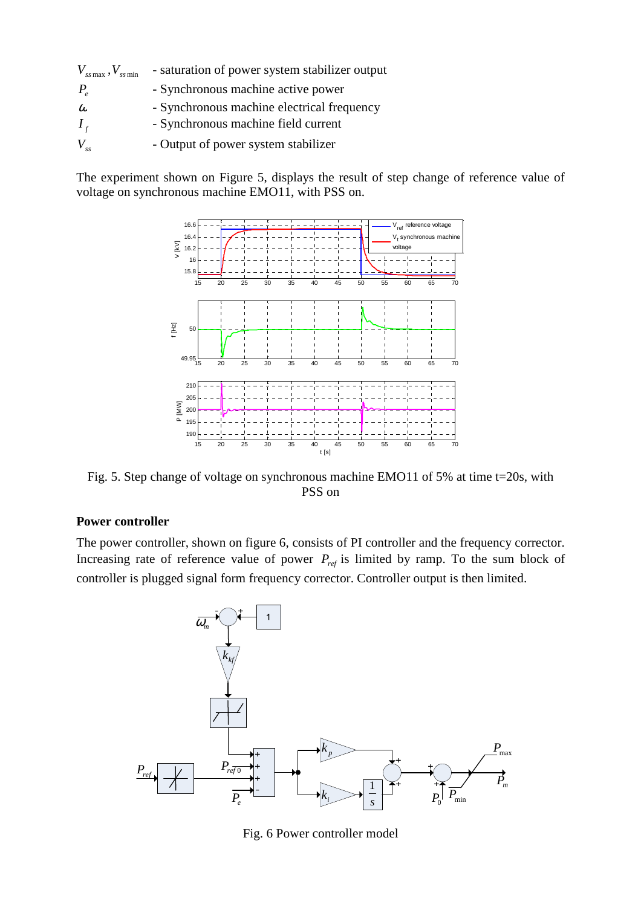$V_{ss\,max}$ , $V_{ss\,min}$ - saturation of power system stabilizer output

$P_e$ - Synchronous machine active power

$\omega$ - Synchronous machine electrical frequency

$I_f$ - Synchronous machine field current

$V_{ss}$ - Output of power system stabilizer

The experiment shown on Figure 5, displays the result of step change of reference value of voltage on synchronous machine EMO11, with PSS on.

Fig. 5. Step change of voltage on synchronous machine EMO11 of 5% at time t=20s, with PSS on

**Power controller**

The power controller, shown on figure 6, consists of PI controller and the frequency corrector. Increasing rate of reference value of power $P_{ref}$ is limited by ramp. To the sum block of controller is plugged signal form frequency corrector. Controller output is then limited.

Fig. 6 Power controller model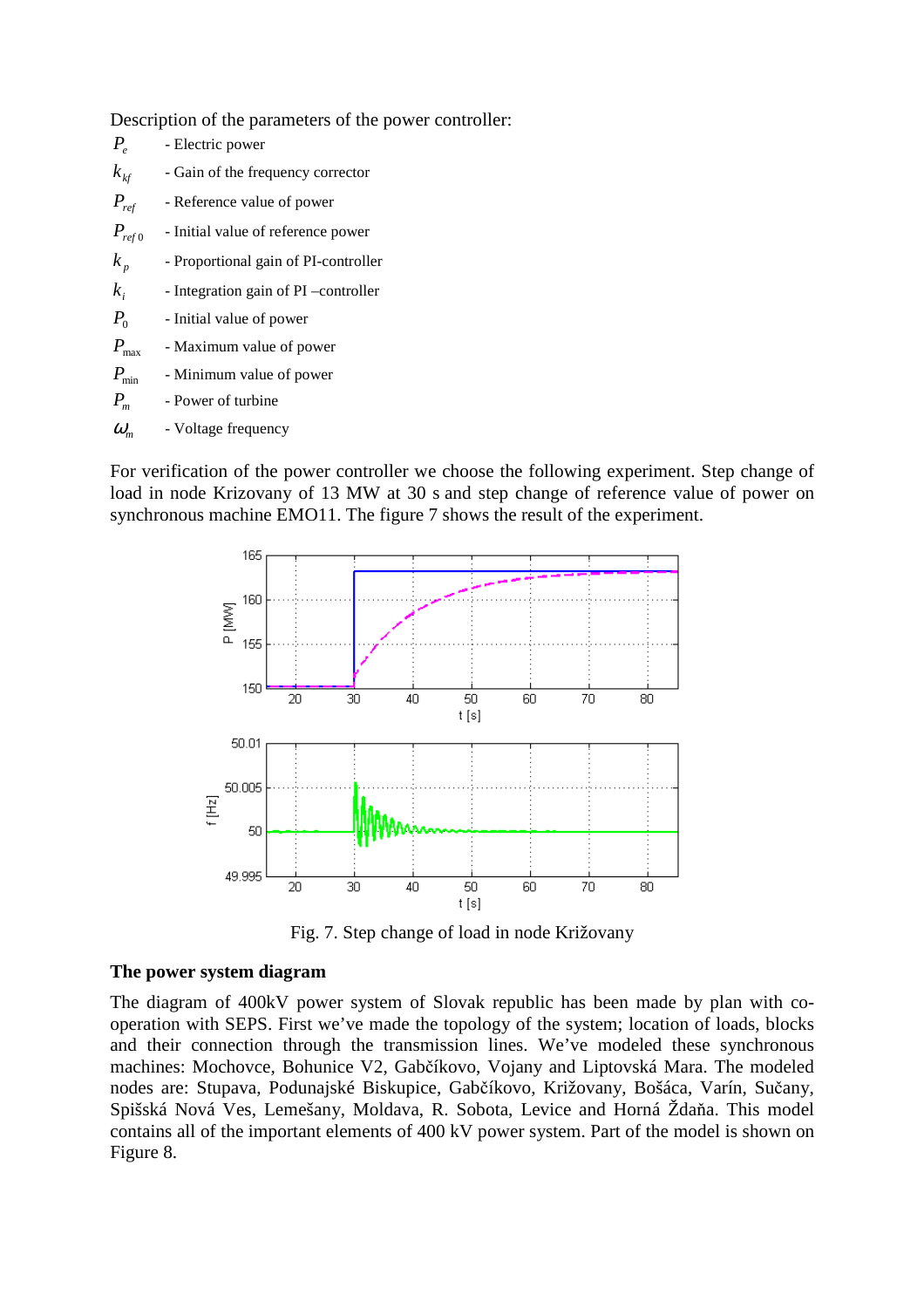Description of the parameters of the power controller:

- $P_e$ - Electric power
- $k_{kf}$ - Gain of the frequency corrector
- $P_{ref}$ - Reference value of power
- $P_{ref0}$ - Initial value of reference power
- $k_p$ - Proportional gain of PI-controller
- $k_i$ - Integration gain of PI –controller
- $P_0$ - Initial value of power
- $P_{max}$ - Maximum value of power
- $P_{min}$ - Minimum value of power
- $P_m$ - Power of turbine
- $\omega_m$ - Voltage frequency

For verification of the power controller we choose the following experiment. Step change of load in node Krizovany of 13 MW at 30 s and step change of reference value of power on synchronous machine EMO11. The figure 7 shows the result of the experiment.

Fig. 7. Step change of load in node Križovany

## The power system diagram

The diagram of 400kV power system of Slovak republic has been made by plan with co-operation with SEPS. First we've made the topology of the system; location of loads, blocks and their connection through the transmission lines. We've modeled these synchronous machines: Mochovce, Bohunice V2, Gabčíkovo, Vojany and Liptovská Mara. The modeled nodes are: Stupava, Podunajské Biskupice, Gabčíkovo, Križovany, Bošáca, Varín, Sučany, Spišská Nová Ves, Lemešany, Moldava, R. Sobota, Levice and Horná Ždaňa. This model contains all of the important elements of 400 kV power system. Part of the model is shown on Figure 8.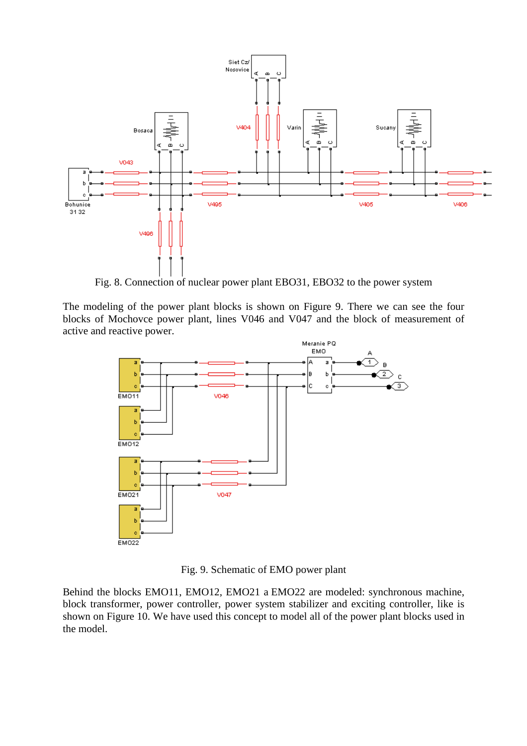Fig. 8. Connection of nuclear power plant EBO31, EBO32 to the power system

The modeling of the power plant blocks is shown on Figure 9. There we can see the four blocks of Mochovce power plant, lines V046 and V047 and the block of measurement of active and reactive power.

Fig. 9. Schematic of EMO power plant

Behind the blocks EMO11, EMO12, EMO21 a EMO22 are modeled: synchronous machine, block transformer, power controller, power system stabilizer and exciting controller, like is shown on Figure 10. We have used this concept to model all of the power plant blocks used in the model.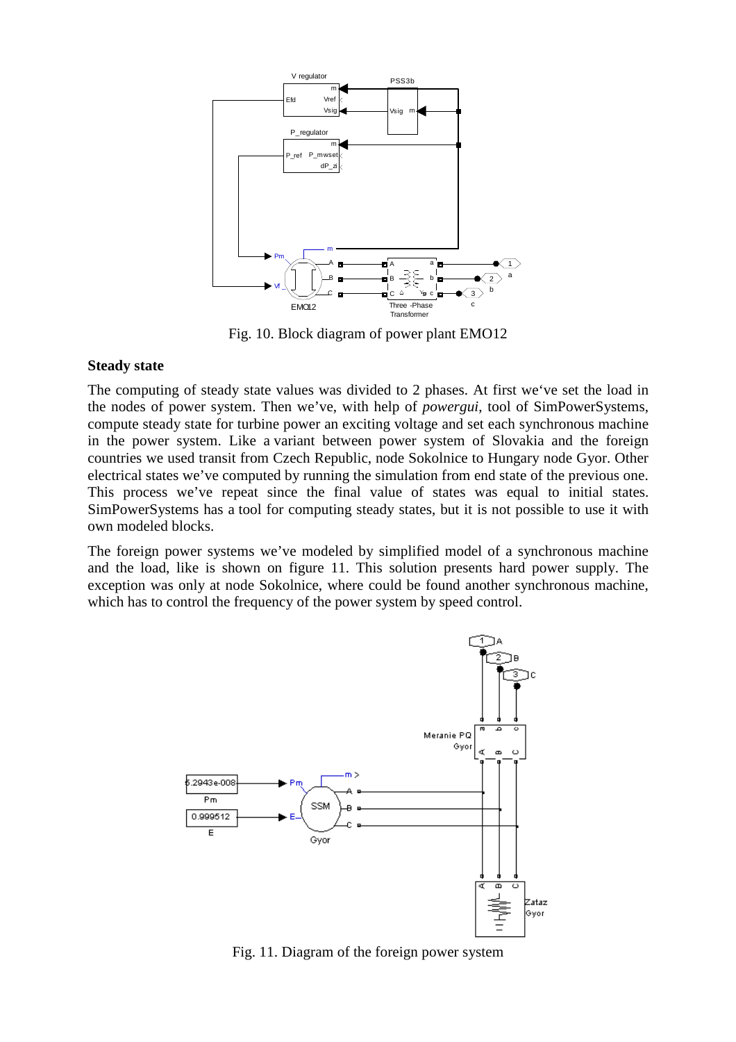Fig. 10. Block diagram of power plant EMO12

### Steady state

The computing of steady state values was divided to 2 phases. At first we‘ve set the load in the nodes of power system. Then we’ve, with help of *powergui*, tool of SimPowerSystems, compute steady state for turbine power an exciting voltage and set each synchronous machine in the power system. Like a variant between power system of Slovakia and the foreign countries we used transit from Czech Republic, node Sokolnice to Hungary node Gyor. Other electrical states we’ve computed by running the simulation from end state of the previous one. This process we’ve repeat since the final value of states was equal to initial states. SimPowerSystems has a tool for computing steady states, but it is not possible to use it with own modeled blocks.

The foreign power systems we’ve modeled by simplified model of a synchronous machine and the load, like is shown on figure 11. This solution presents hard power supply. The exception was only at node Sokolnice, where could be found another synchronous machine, which has to control the frequency of the power system by speed control.

Fig. 11. Diagram of the foreign power system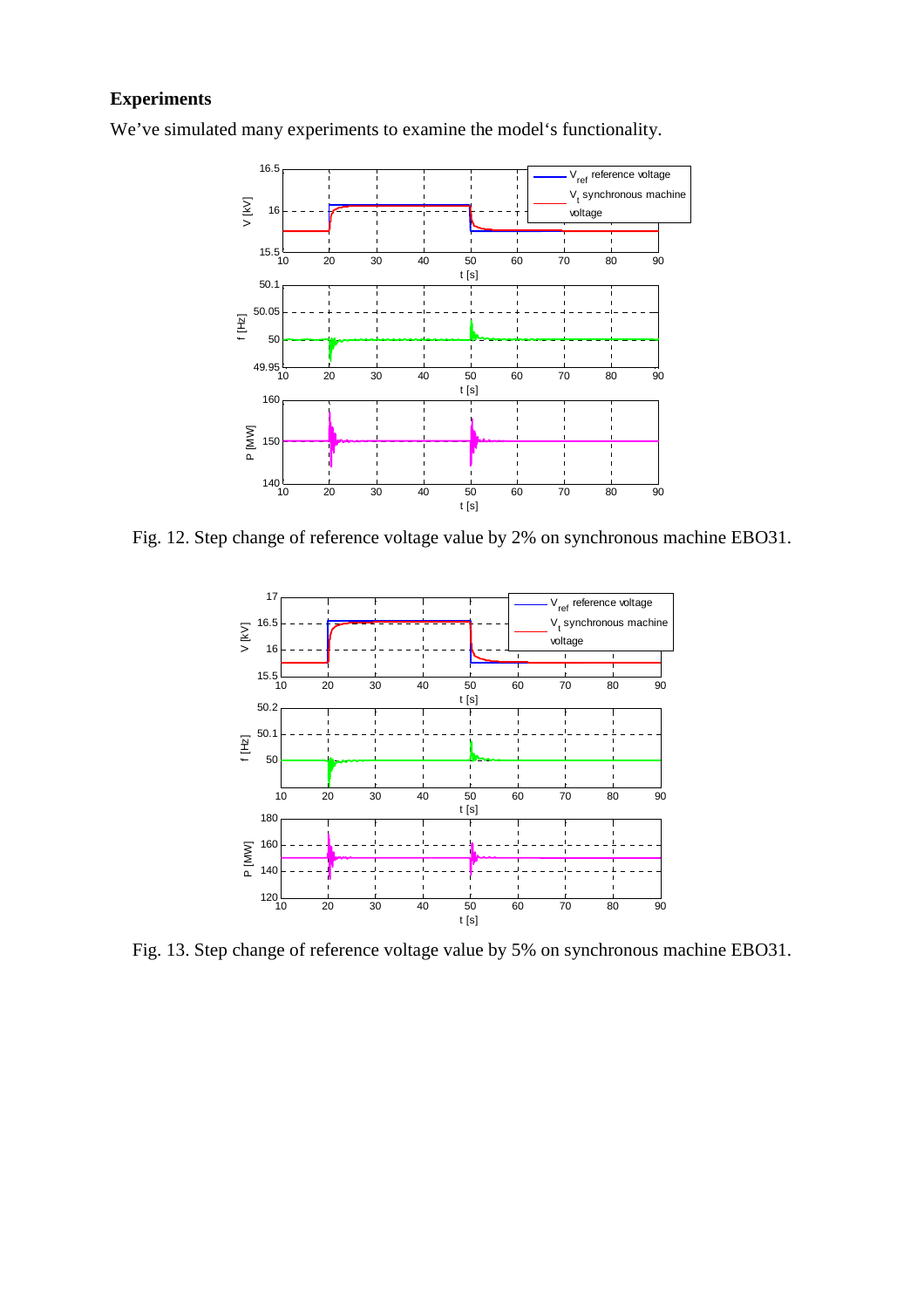### Experiments

We've simulated many experiments to examine the model's functionality.

Fig. 12. Step change of reference voltage value by 2% on synchronous machine EBO31.

Fig. 13. Step change of reference voltage value by 5% on synchronous machine EBO31.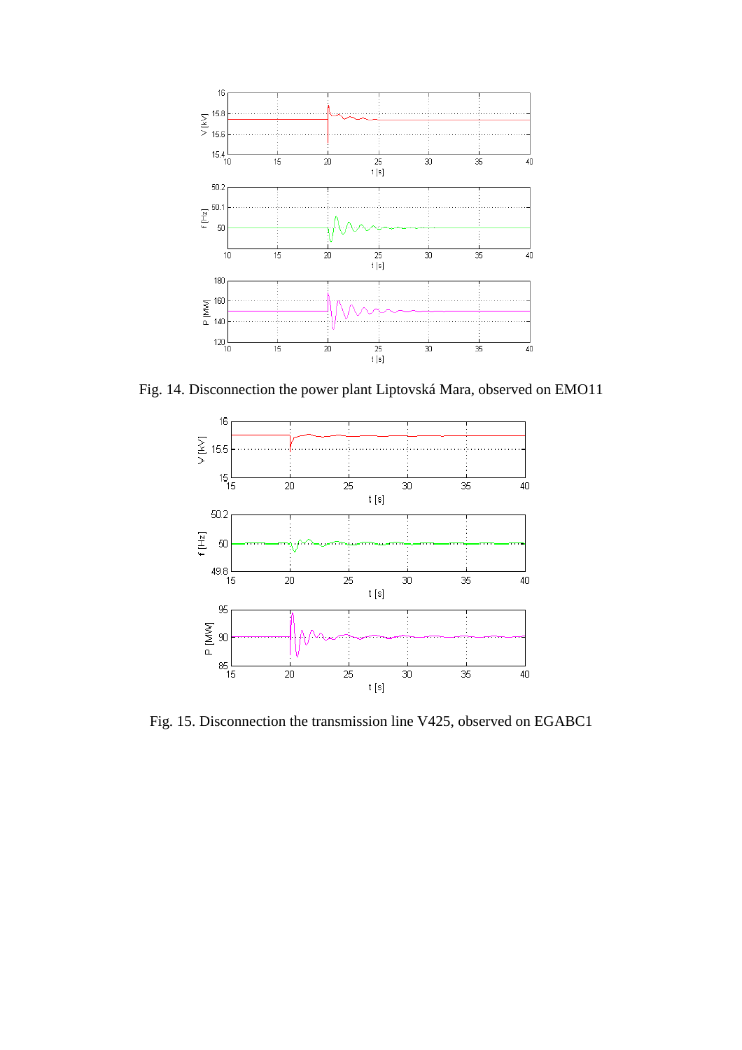Fig. 14. Disconnection the power plant Liptovská Mara, observed on EMO11

Fig. 15. Disconnection the transmission line V425, observed on EGABC1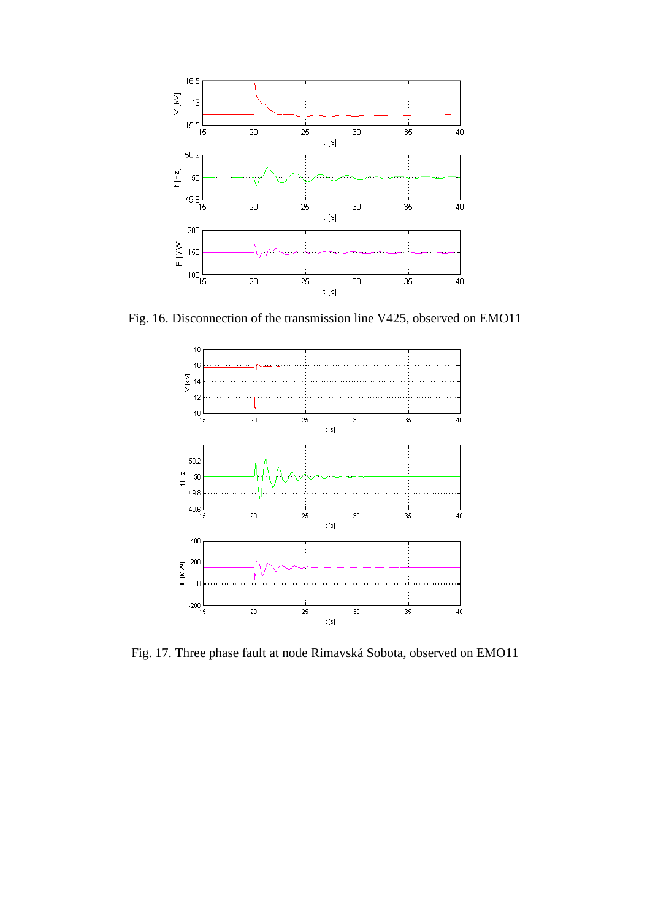Fig. 16. Disconnection of the transmission line V425, observed on EMO11

Fig. 17. Three phase fault at node Rimavská Sobota, observed on EMO11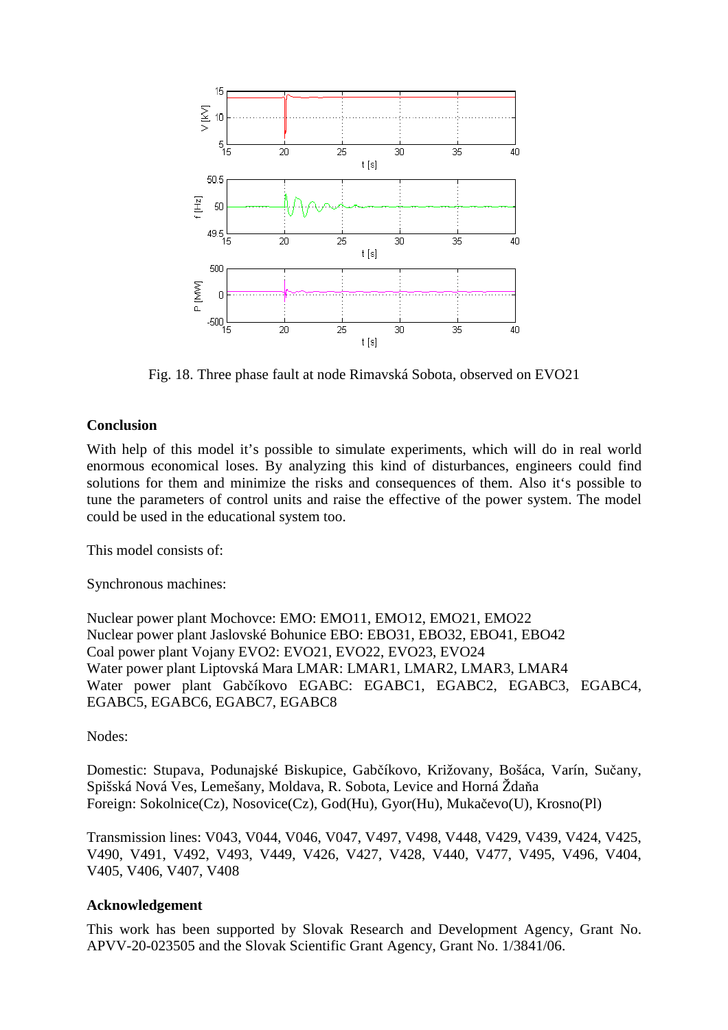Fig. 18. Three phase fault at node Rimavská Sobota, observed on EVO21

## Conclusion

With help of this model it's possible to simulate experiments, which will do in real world enormous economical loses. By analyzing this kind of disturbances, engineers could find solutions for them and minimize the risks and consequences of them. Also it's possible to tune the parameters of control units and raise the effective of the power system. The model could be used in the educational system too.

This model consists of:

Synchronous machines:

Nuclear power plant Mochovce: EMO: EMO11, EMO12, EMO21, EMO22
Nuclear power plant Jaslovské Bohunice EBO: EBO31, EBO32, EBO41, EBO42
Coal power plant Vojany EVO2: EVO21, EVO22, EVO23, EVO24
Water power plant Liptovská Mara LMAR: LMAR1, LMAR2, LMAR3, LMAR4
Water power plant Gabčíkovo EGABC: EGABC1, EGABC2, EGABC3, EGABC4, EGABC5, EGABC6, EGABC7, EGABC8

Nodes:

Domestic: Stupava, Podunajské Biskupice, Gabčíkovo, Križovany, Bošáca, Varín, Sučany, Spišská Nová Ves, Lemešany, Moldava, R. Sobota, Levice and Horná Ždaňa
Foreign: Sokolnice(Cz), Nosovice(Cz), God(Hu), Gyor(Hu), Mukačevo(U), Krosno(Pl)

Transmission lines: V043, V044, V046, V047, V497, V498, V448, V429, V439, V424, V425, V490, V491, V492, V493, V449, V426, V427, V428, V440, V477, V495, V496, V404, V405, V406, V407, V408

## Acknowledgement

This work has been supported by Slovak Research and Development Agency, Grant No. APVV-20-023505 and the Slovak Scientific Grant Agency, Grant No. 1/3841/06.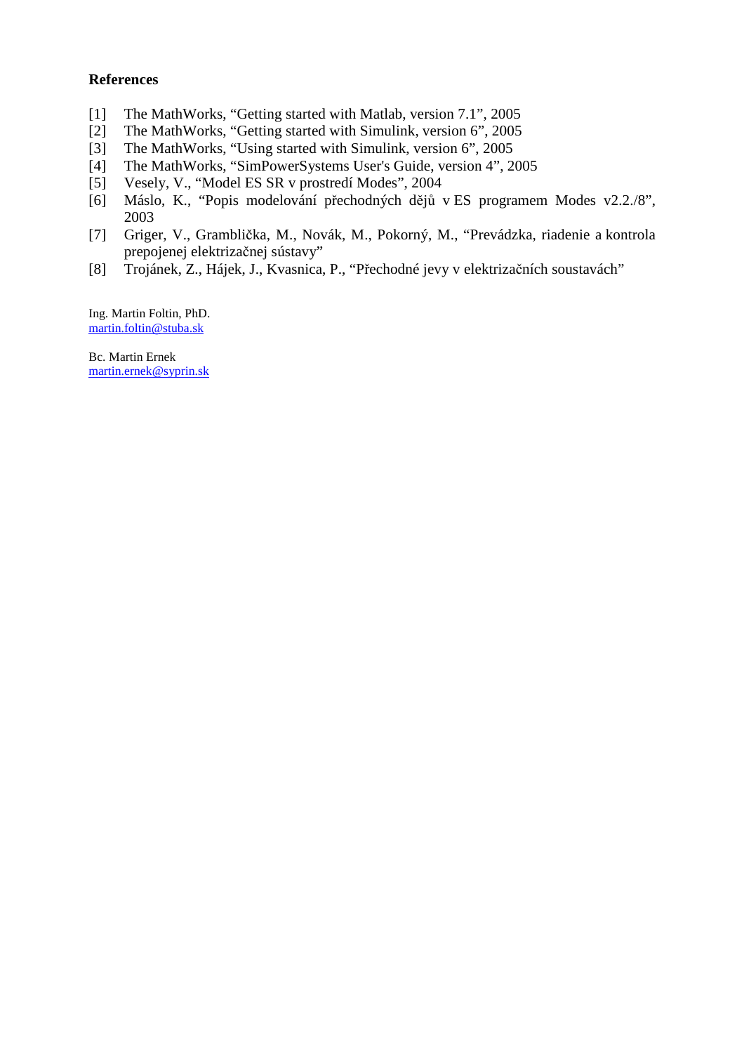**References**

[1] The MathWorks, “Getting started with Matlab, version 7.1”, 2005

[2] The MathWorks, “Getting started with Simulink, version 6”, 2005

[3] The MathWorks, “Using started with Simulink, version 6”, 2005

[4] The MathWorks, “SimPowerSystems User's Guide, version 4”, 2005

[5] Vesely, V., “Model ES SR v prostredí Modes”, 2004

[6] Máslo, K., “Popis modelování přechodných dějů v ES programem Modes v2.2./8”, 2003

[7] Griger, V., Gramblička, M., Novák, M., Pokorný, M., “Prevádzka, riadenie a kontrola prepojenej elektrizačnej sústavy”

[8] Trojánek, Z., Hájek, J., Kvasnica, P., “Přechodné jevy v elektrizačních soustavách”

Ing. Martin Foltin, PhD.
martin.foltin@stuba.sk

Bc. Martin Ernek
martin.ernek@syprin.sk